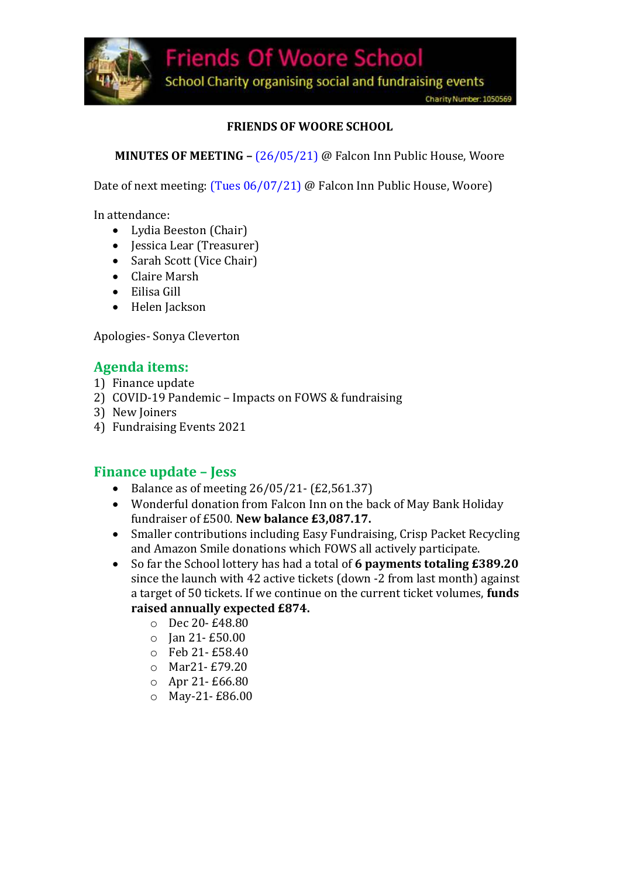**FRIENDS OF WOORE SCHOOL**

**MINUTES OF MEETING –** (26/05/21) @ Falcon Inn Public House, Woore

Date of next meeting: (Tues 06/07/21) @ Falcon Inn Public House, Woore)

In attendance:

- Lydia Beeston (Chair)
- Jessica Lear (Treasurer)
- Sarah Scott (Vice Chair)
- Claire Marsh
- Eilisa Gill
- Helen Jackson

Apologies- Sonya Cleverton

## Agenda items:

1) Finance update
2) COVID-19 Pandemic – Impacts on FOWS & fundraising
3) New Joiners
4) Fundraising Events 2021

## Finance update – Jess

- Balance as of meeting 26/05/21- (£2,561.37)
- Wonderful donation from Falcon Inn on the back of May Bank Holiday fundraiser of £500. **New balance £3,087.17.**
- Smaller contributions including Easy Fundraising, Crisp Packet Recycling and Amazon Smile donations which FOWS all actively participate.
- So far the School lottery has had a total of **6 payments totaling £389.20** since the launch with 42 active tickets (down -2 from last month) against a target of 50 tickets. If we continue on the current ticket volumes, **funds raised annually expected £874.**
    - Dec 20- £48.80
    - Jan 21- £50.00
    - Feb 21- £58.40
    - Mar21- £79.20
    - Apr 21- £66.80
    - May-21- £86.00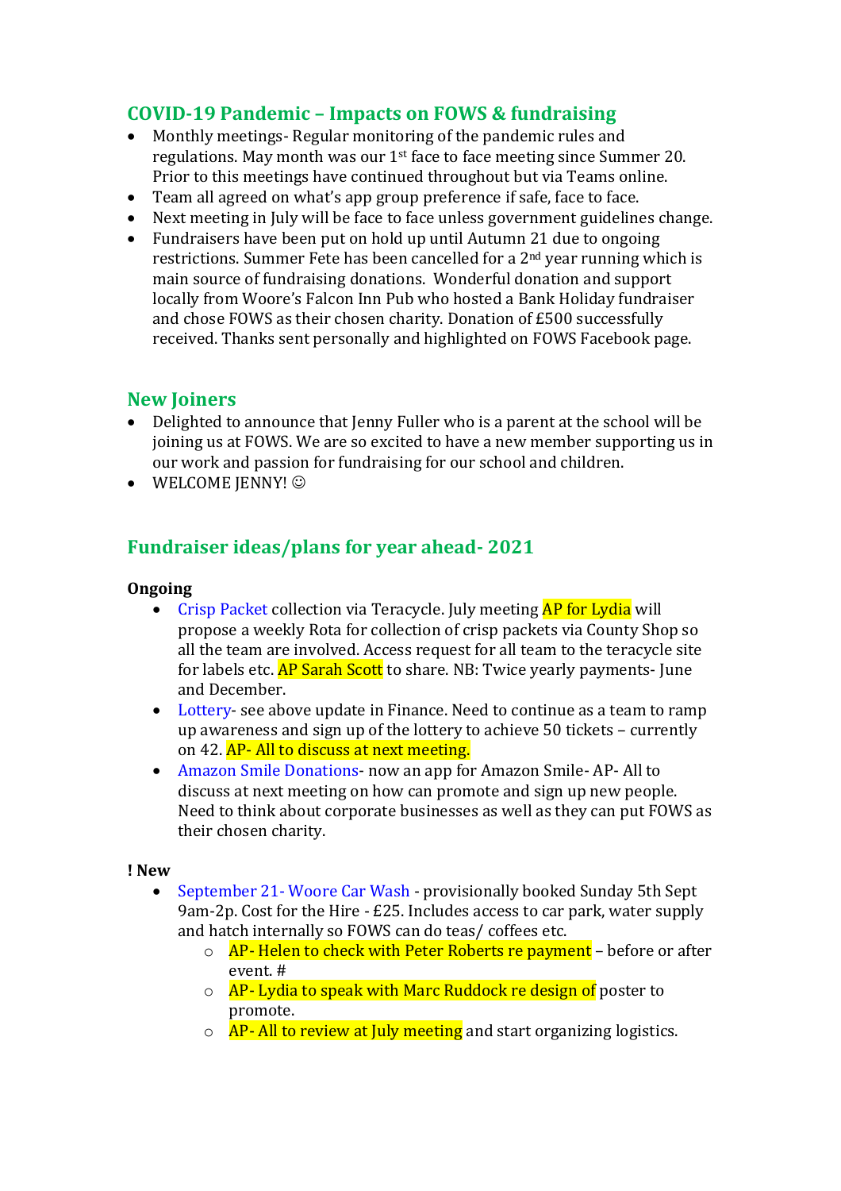## COVID-19 Pandemic – Impacts on FOWS & fundraising

- Monthly meetings- Regular monitoring of the pandemic rules and regulations. May month was our 1st face to face meeting since Summer 20. Prior to this meetings have continued throughout but via Teams online.
- Team all agreed on what's app group preference if safe, face to face.
- Next meeting in July will be face to face unless government guidelines change.
- Fundraisers have been put on hold up until Autumn 21 due to ongoing restrictions. Summer Fete has been cancelled for a 2nd year running which is main source of fundraising donations. Wonderful donation and support locally from Woore's Falcon Inn Pub who hosted a Bank Holiday fundraiser and chose FOWS as their chosen charity. Donation of £500 successfully received. Thanks sent personally and highlighted on FOWS Facebook page.

## New Joiners

- Delighted to announce that Jenny Fuller who is a parent at the school will be joining us at FOWS. We are so excited to have a new member supporting us in our work and passion for fundraising for our school and children.
- WELCOME JENNY! ☺

## Fundraiser ideas/plans for year ahead- 2021

**Ongoing**

- Crisp Packet collection via Teracycle. July meeting AP for Lydia will propose a weekly Rota for collection of crisp packets via County Shop so all the team are involved. Access request for all team to the teracycle site for labels etc. AP Sarah Scott to share. NB: Twice yearly payments- June and December.
- Lottery- see above update in Finance. Need to continue as a team to ramp up awareness and sign up of the lottery to achieve 50 tickets – currently on 42. AP- All to discuss at next meeting.
- Amazon Smile Donations- now an app for Amazon Smile- AP- All to discuss at next meeting on how can promote and sign up new people. Need to think about corporate businesses as well as they can put FOWS as their chosen charity.

**! New**

- September 21- Woore Car Wash - provisionally booked Sunday 5th Sept 9am-2p. Cost for the Hire - £25. Includes access to car park, water supply and hatch internally so FOWS can do teas/ coffees etc.
  - AP- Helen to check with Peter Roberts re payment – before or after event. #
  - AP- Lydia to speak with Marc Ruddock re design of poster to promote.
  - AP- All to review at July meeting and start organizing logistics.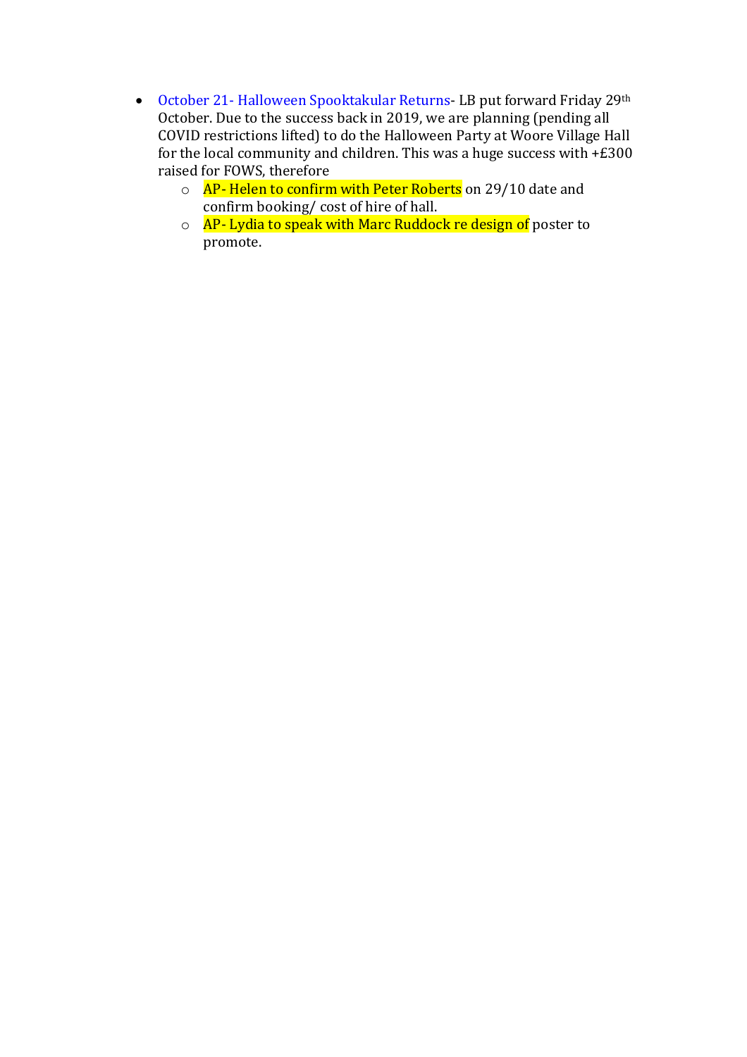- October 21- Halloween Spooktakular Returns- LB put forward Friday 29th October. Due to the success back in 2019, we are planning (pending all COVID restrictions lifted) to do the Halloween Party at Woore Village Hall for the local community and children. This was a huge success with +£300 raised for FOWS, therefore
  - AP- Helen to confirm with Peter Roberts on 29/10 date and confirm booking/ cost of hire of hall.
  - AP- Lydia to speak with Marc Ruddock re design of poster to promote.